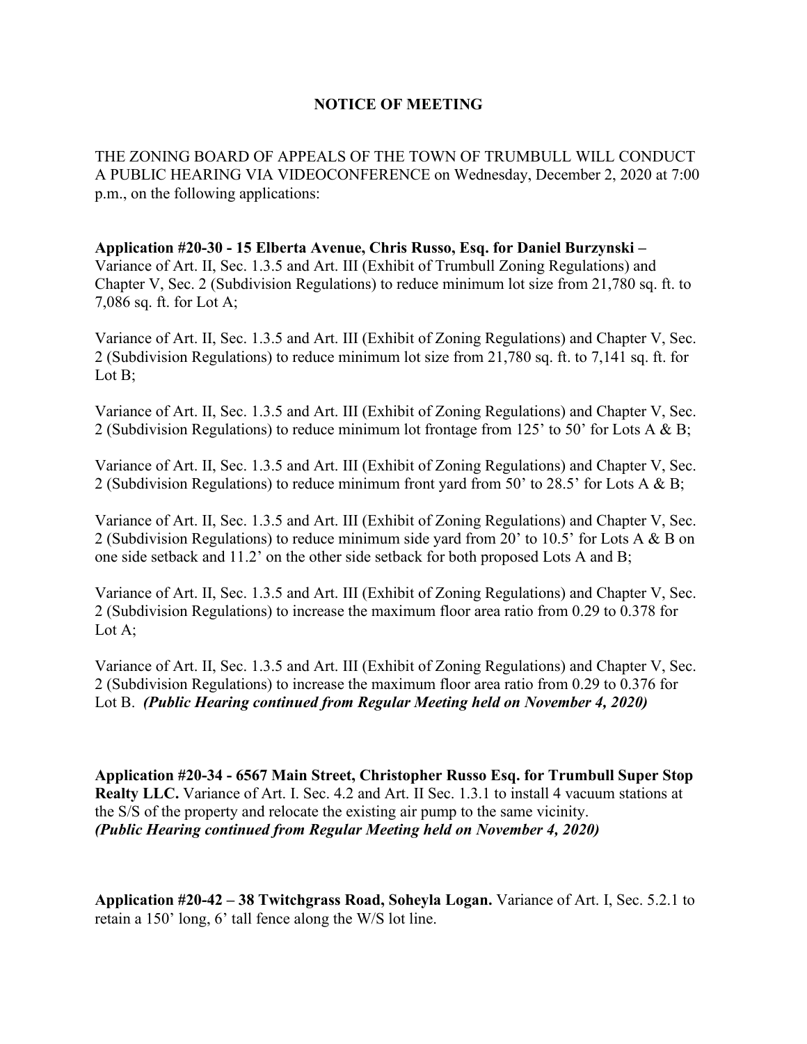# NOTICE OF MEETING

THE ZONING BOARD OF APPEALS OF THE TOWN OF TRUMBULL WILL CONDUCT A PUBLIC HEARING VIA VIDEOCONFERENCE on Wednesday, December 2, 2020 at 7:00 p.m., on the following applications:

**Application #20-30 - 15 Elberta Avenue, Chris Russo, Esq. for Daniel Burzynski –** Variance of Art. II, Sec. 1.3.5 and Art. III (Exhibit of Trumbull Zoning Regulations) and Chapter V, Sec. 2 (Subdivision Regulations) to reduce minimum lot size from 21,780 sq. ft. to 7,086 sq. ft. for Lot A;

Variance of Art. II, Sec. 1.3.5 and Art. III (Exhibit of Zoning Regulations) and Chapter V, Sec. 2 (Subdivision Regulations) to reduce minimum lot size from 21,780 sq. ft. to 7,141 sq. ft. for Lot B;

Variance of Art. II, Sec. 1.3.5 and Art. III (Exhibit of Zoning Regulations) and Chapter V, Sec. 2 (Subdivision Regulations) to reduce minimum lot frontage from 125' to 50' for Lots A & B;

Variance of Art. II, Sec. 1.3.5 and Art. III (Exhibit of Zoning Regulations) and Chapter V, Sec. 2 (Subdivision Regulations) to reduce minimum front yard from 50' to 28.5' for Lots A & B;

Variance of Art. II, Sec. 1.3.5 and Art. III (Exhibit of Zoning Regulations) and Chapter V, Sec. 2 (Subdivision Regulations) to reduce minimum side yard from 20' to 10.5' for Lots A & B on one side setback and 11.2' on the other side setback for both proposed Lots A and B;

Variance of Art. II, Sec. 1.3.5 and Art. III (Exhibit of Zoning Regulations) and Chapter V, Sec. 2 (Subdivision Regulations) to increase the maximum floor area ratio from 0.29 to 0.378 for Lot A;

Variance of Art. II, Sec. 1.3.5 and Art. III (Exhibit of Zoning Regulations) and Chapter V, Sec. 2 (Subdivision Regulations) to increase the maximum floor area ratio from 0.29 to 0.376 for Lot B. ***(Public Hearing continued from Regular Meeting held on November 4, 2020)***

**Application #20-34 - 6567 Main Street, Christopher Russo Esq. for Trumbull Super Stop Realty LLC.** Variance of Art. I. Sec. 4.2 and Art. II Sec. 1.3.1 to install 4 vacuum stations at the S/S of the property and relocate the existing air pump to the same vicinity. ***(Public Hearing continued from Regular Meeting held on November 4, 2020)***

**Application #20-42 – 38 Twitchgrass Road, Soheyla Logan.** Variance of Art. I, Sec. 5.2.1 to retain a 150' long, 6' tall fence along the W/S lot line.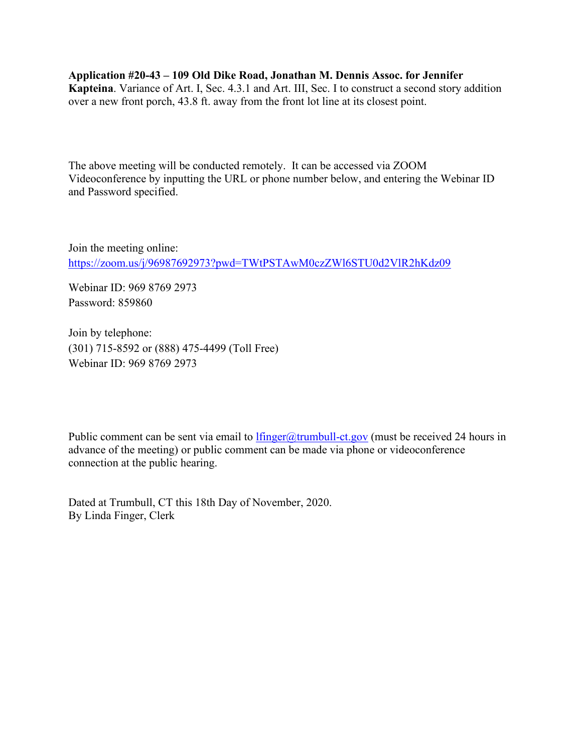**Application #20-43 – 109 Old Dike Road, Jonathan M. Dennis Assoc. for Jennifer Kapteina**. Variance of Art. I, Sec. 4.3.1 and Art. III, Sec. I to construct a second story addition over a new front porch, 43.8 ft. away from the front lot line at its closest point.

The above meeting will be conducted remotely. It can be accessed via ZOOM Videoconference by inputting the URL or phone number below, and entering the Webinar ID and Password specified.

Join the meeting online:
https://zoom.us/j/96987692973?pwd=TWtPSTAwM0czZWl6STU0d2VlR2hKdz09

Webinar ID: 969 8769 2973
Password: 859860

Join by telephone:
(301) 715-8592 or (888) 475-4499 (Toll Free)
Webinar ID: 969 8769 2973

Public comment can be sent via email to lfinger@trumbull-ct.gov (must be received 24 hours in advance of the meeting) or public comment can be made via phone or videoconference connection at the public hearing.

Dated at Trumbull, CT this 18th Day of November, 2020.
By Linda Finger, Clerk